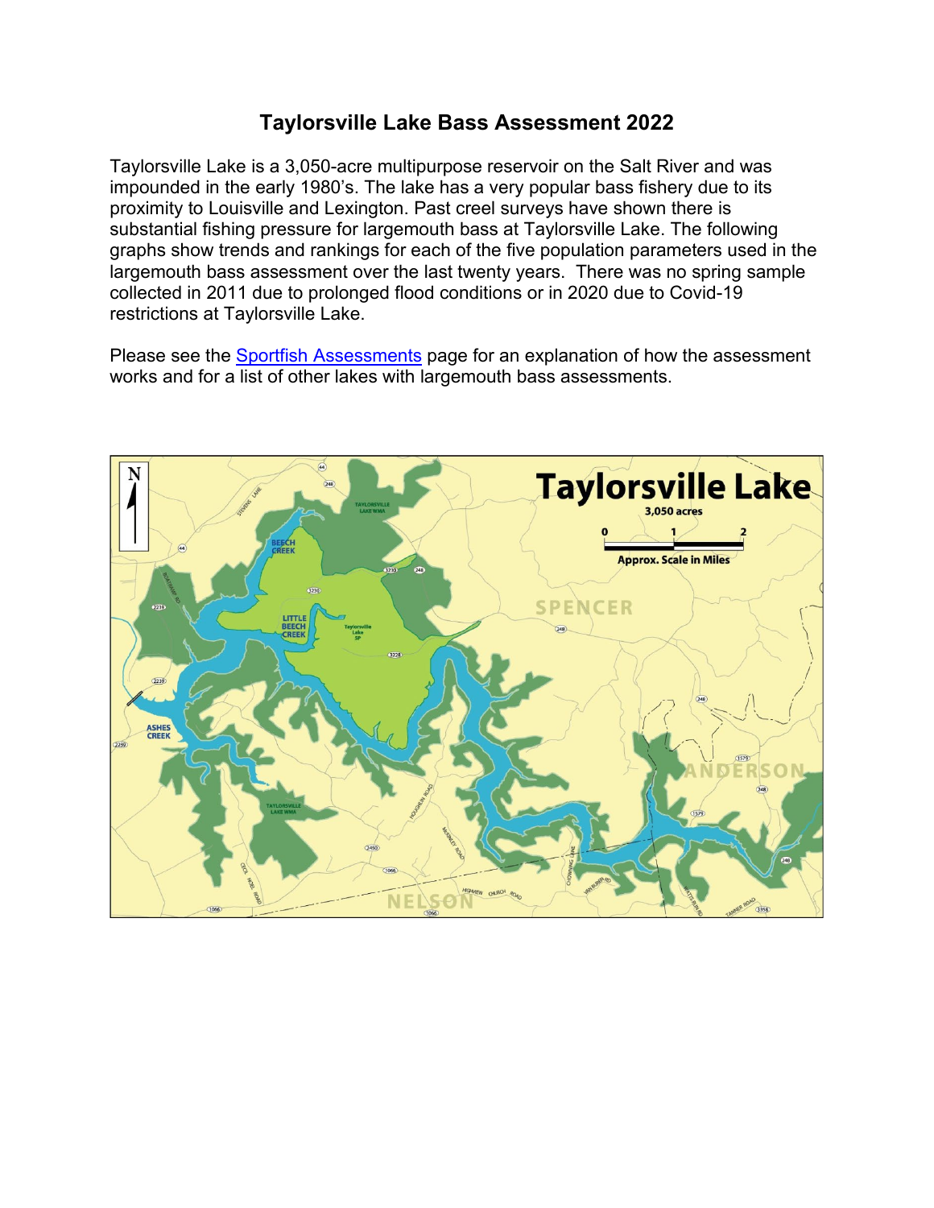# Taylorsville Lake Bass Assessment 2022

Taylorsville Lake is a 3,050-acre multipurpose reservoir on the Salt River and was impounded in the early 1980's. The lake has a very popular bass fishery due to its proximity to Louisville and Lexington. Past creel surveys have shown there is substantial fishing pressure for largemouth bass at Taylorsville Lake. The following graphs show trends and rankings for each of the five population parameters used in the largemouth bass assessment over the last twenty years. There was no spring sample collected in 2011 due to prolonged flood conditions or in 2020 due to Covid-19 restrictions at Taylorsville Lake.

Please see the [Sportfish Assessments] page for an explanation of how the assessment works and for a list of other lakes with largemouth bass assessments.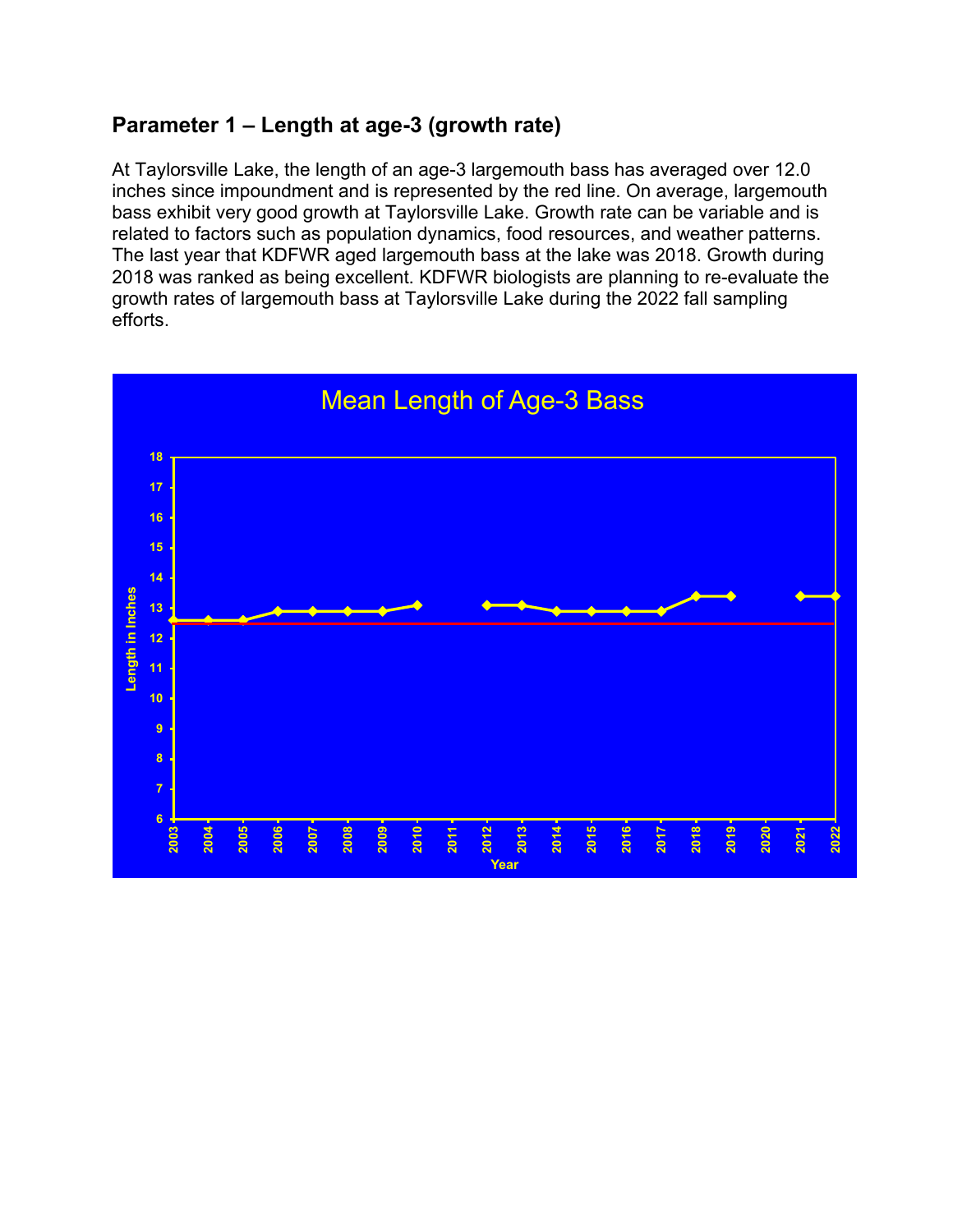## Parameter 1 – Length at age-3 (growth rate)

At Taylorsville Lake, the length of an age-3 largemouth bass has averaged over 12.0 inches since impoundment and is represented by the red line. On average, largemouth bass exhibit very good growth at Taylorsville Lake. Growth rate can be variable and is related to factors such as population dynamics, food resources, and weather patterns. The last year that KDFWR aged largemouth bass at the lake was 2018. Growth during 2018 was ranked as being excellent. KDFWR biologists are planning to re-evaluate the growth rates of largemouth bass at Taylorsville Lake during the 2022 fall sampling efforts.

Mean Length of Age-3 Bass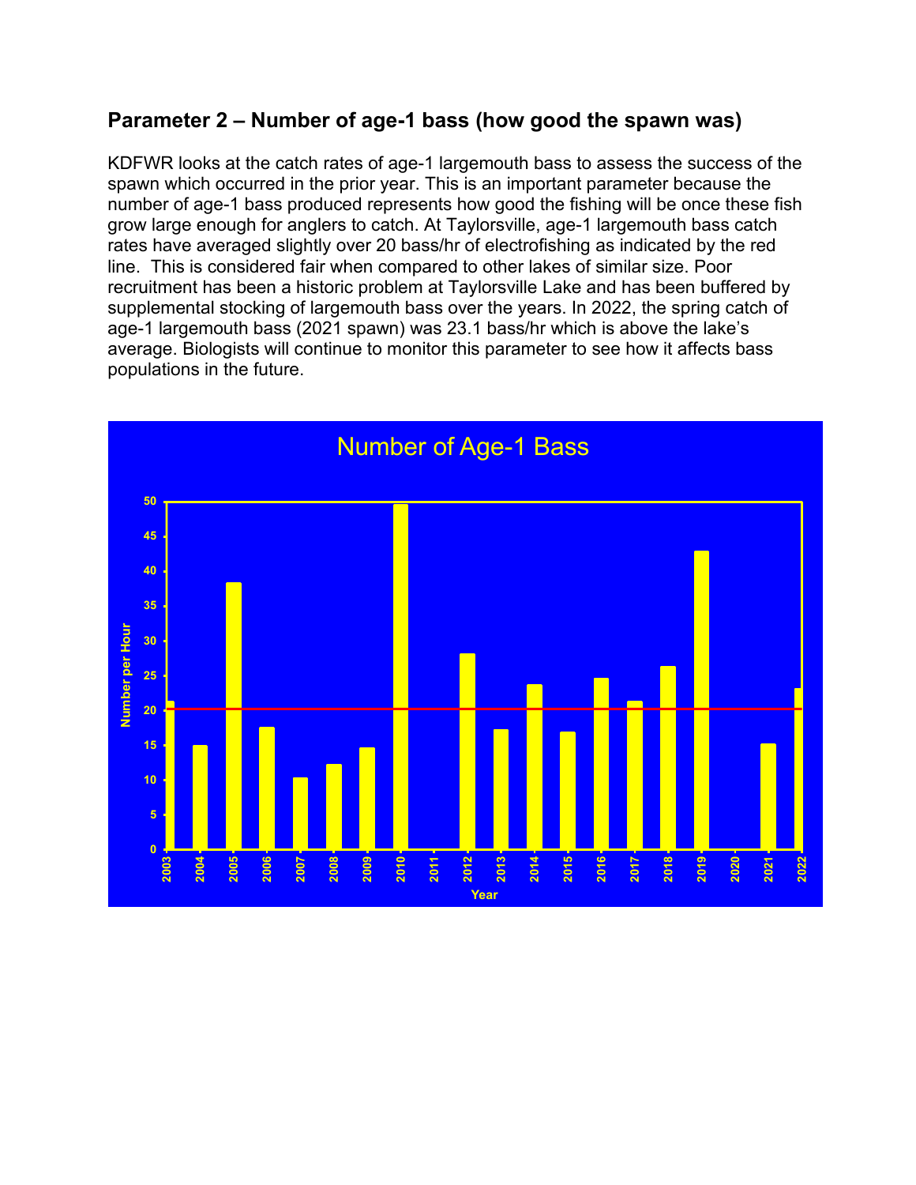## Parameter 2 – Number of age-1 bass (how good the spawn was)

KDFWR looks at the catch rates of age-1 largemouth bass to assess the success of the spawn which occurred in the prior year. This is an important parameter because the number of age-1 bass produced represents how good the fishing will be once these fish grow large enough for anglers to catch. At Taylorsville, age-1 largemouth bass catch rates have averaged slightly over 20 bass/hr of electrofishing as indicated by the red line. This is considered fair when compared to other lakes of similar size. Poor recruitment has been a historic problem at Taylorsville Lake and has been buffered by supplemental stocking of largemouth bass over the years. In 2022, the spring catch of age-1 largemouth bass (2021 spawn) was 23.1 bass/hr which is above the lake's average. Biologists will continue to monitor this parameter to see how it affects bass populations in the future.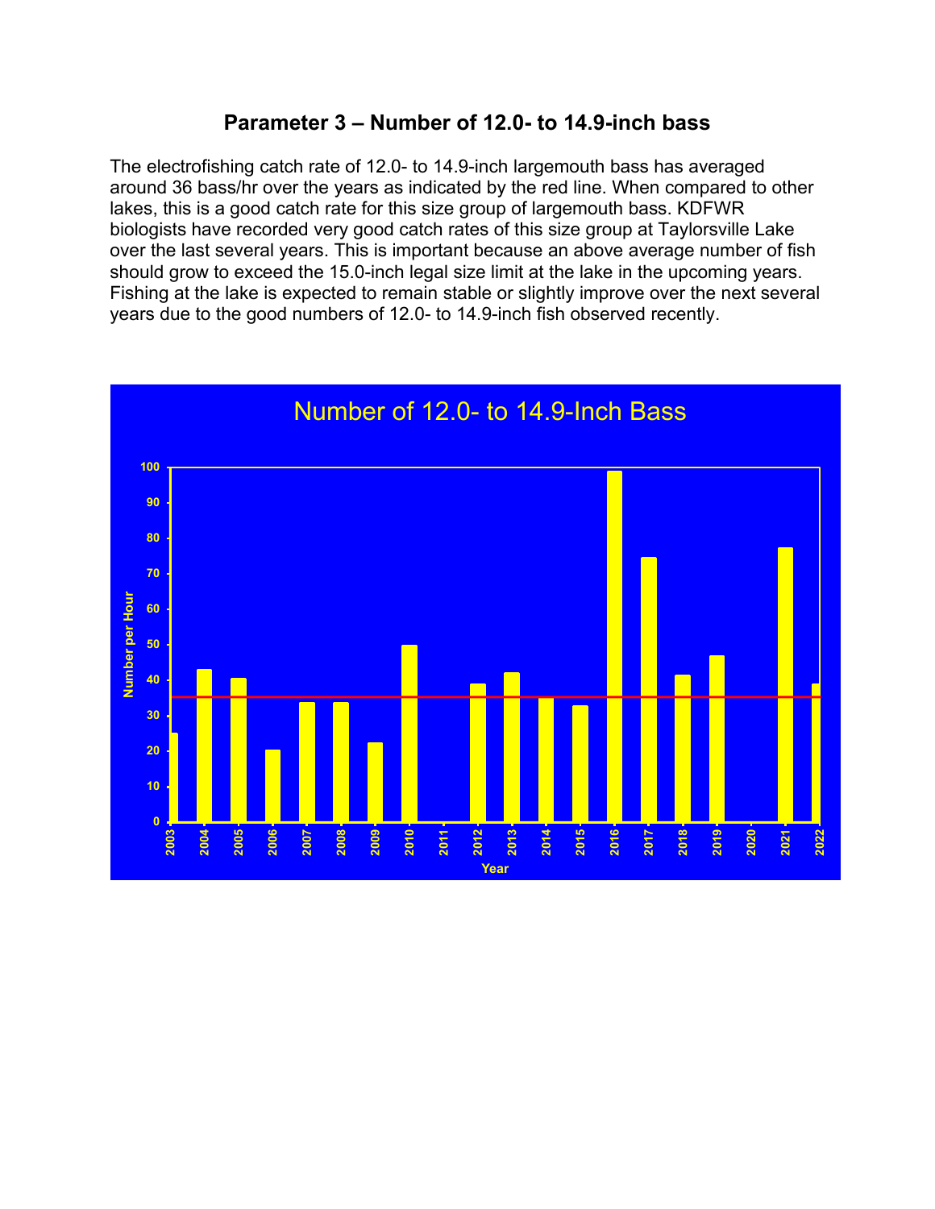## Parameter 3 – Number of 12.0- to 14.9-inch bass

The electrofishing catch rate of 12.0- to 14.9-inch largemouth bass has averaged around 36 bass/hr over the years as indicated by the red line. When compared to other lakes, this is a good catch rate for this size group of largemouth bass. KDFWR biologists have recorded very good catch rates of this size group at Taylorsville Lake over the last several years. This is important because an above average number of fish should grow to exceed the 15.0-inch legal size limit at the lake in the upcoming years. Fishing at the lake is expected to remain stable or slightly improve over the next several years due to the good numbers of 12.0- to 14.9-inch fish observed recently.

Number of 12.0- to 14.9-Inch Bass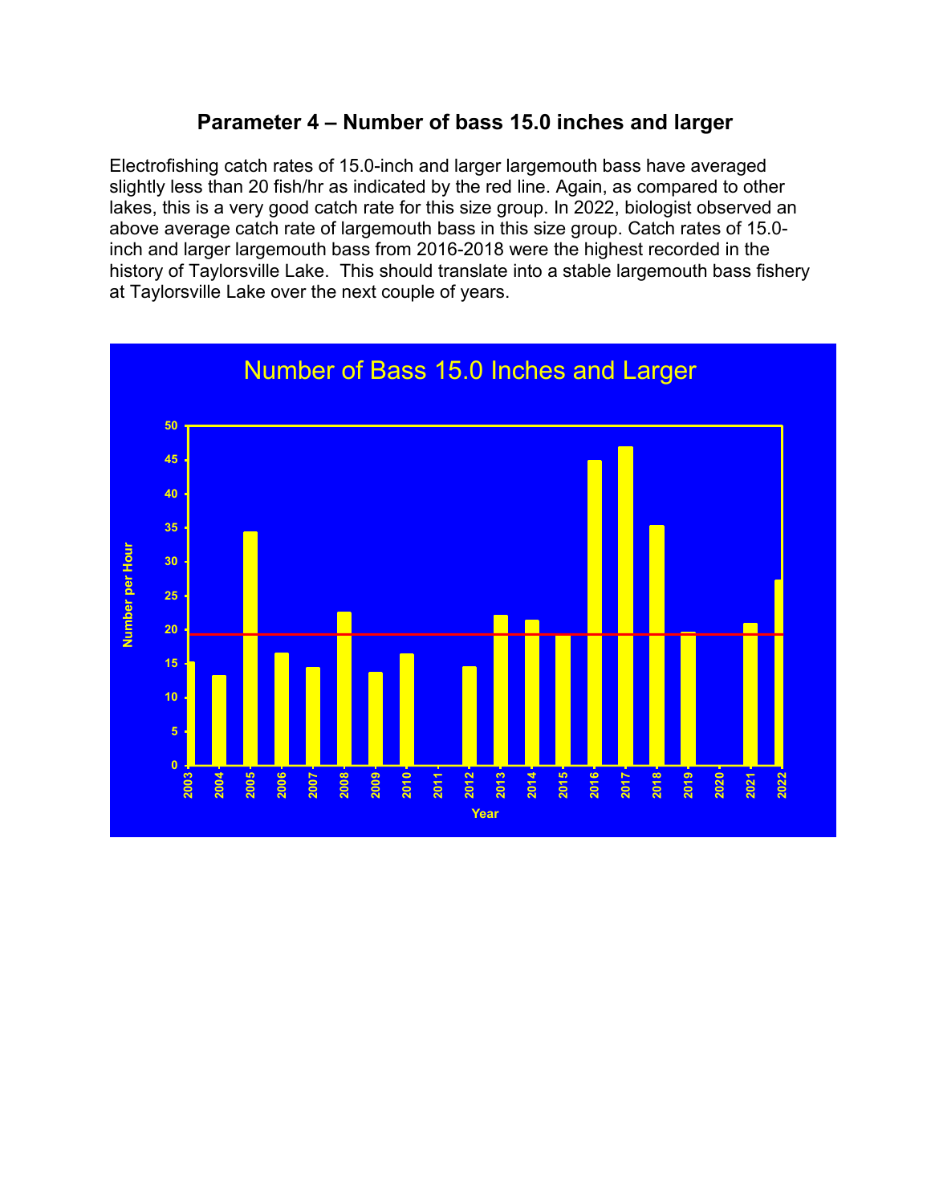## Parameter 4 – Number of bass 15.0 inches and larger

Electrofishing catch rates of 15.0-inch and larger largemouth bass have averaged slightly less than 20 fish/hr as indicated by the red line. Again, as compared to other lakes, this is a very good catch rate for this size group. In 2022, biologist observed an above average catch rate of largemouth bass in this size group. Catch rates of 15.0-inch and larger largemouth bass from 2016-2018 were the highest recorded in the history of Taylorsville Lake. This should translate into a stable largemouth bass fishery at Taylorsville Lake over the next couple of years.

Number of Bass 15.0 Inches and Larger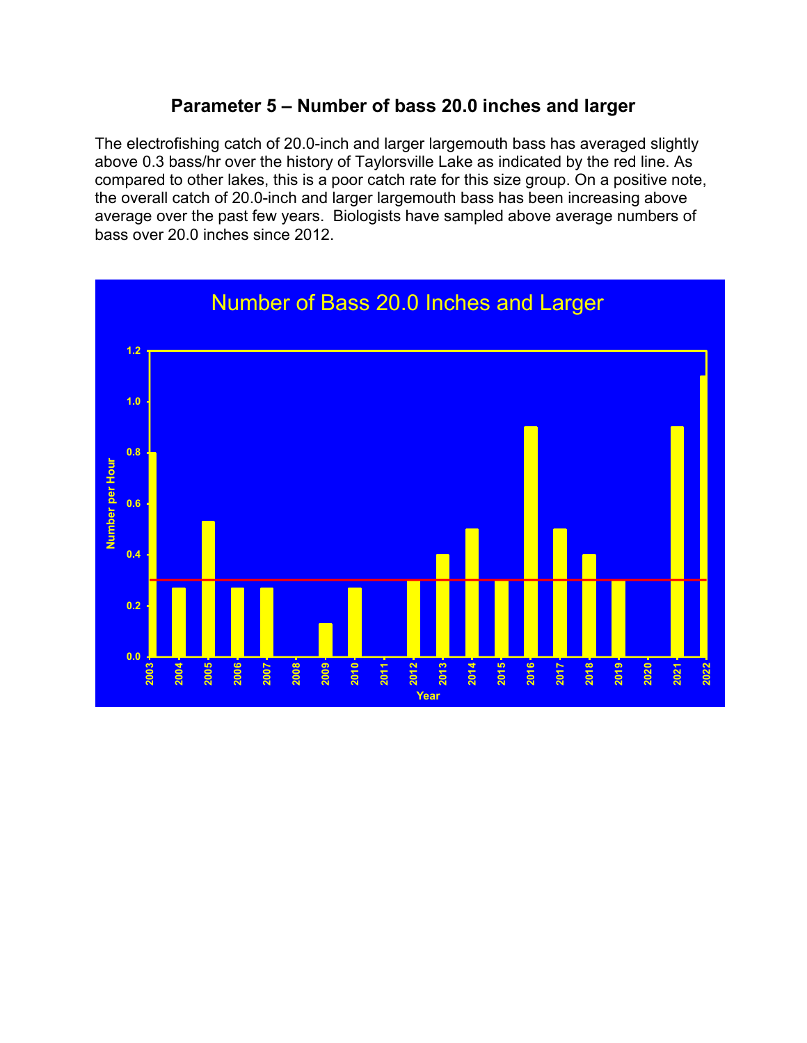## Parameter 5 – Number of bass 20.0 inches and larger

The electrofishing catch of 20.0-inch and larger largemouth bass has averaged slightly above 0.3 bass/hr over the history of Taylorsville Lake as indicated by the red line. As compared to other lakes, this is a poor catch rate for this size group. On a positive note, the overall catch of 20.0-inch and larger largemouth bass has been increasing above average over the past few years. Biologists have sampled above average numbers of bass over 20.0 inches since 2012.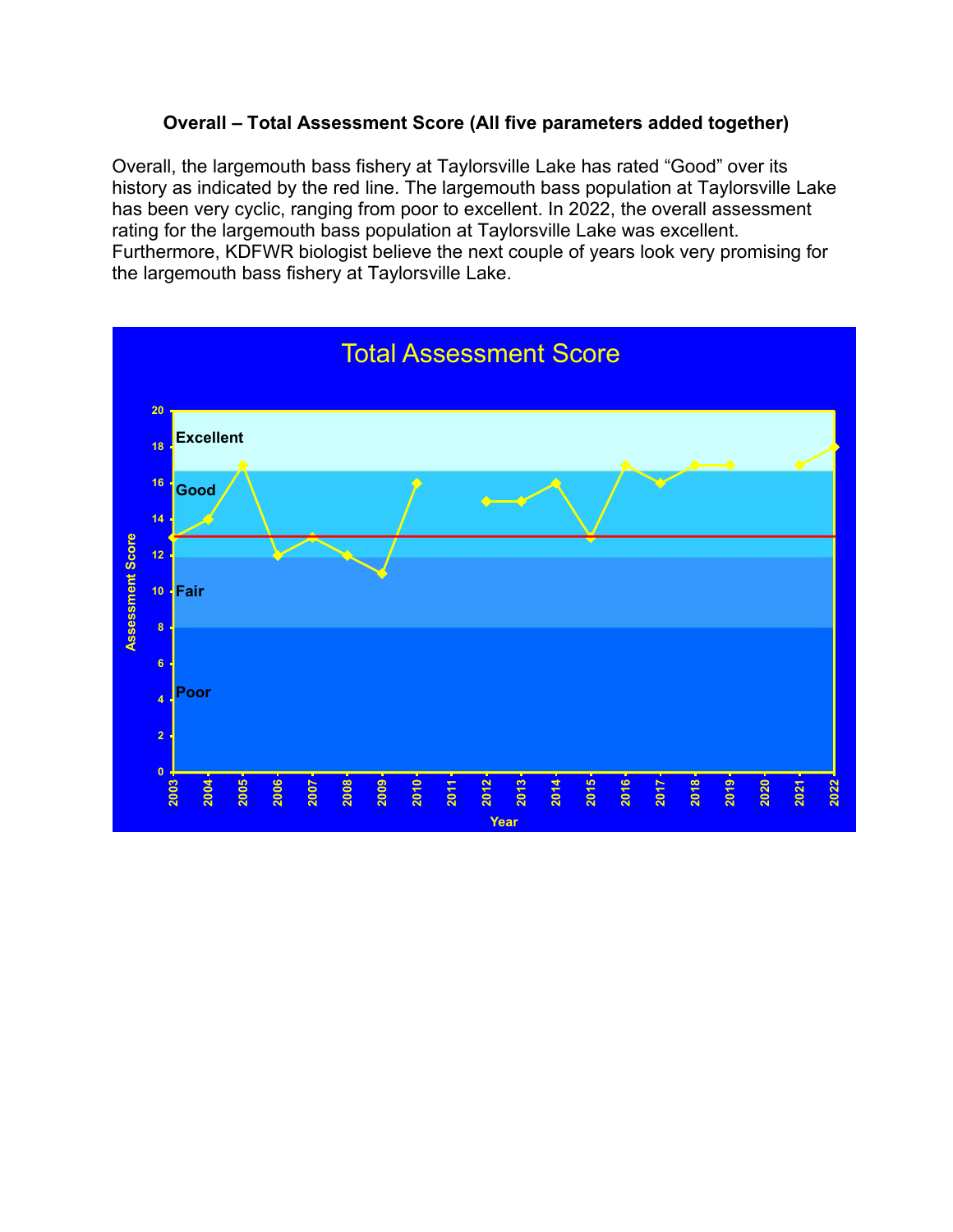**Overall – Total Assessment Score (All five parameters added together)**

Overall, the largemouth bass fishery at Taylorsville Lake has rated “Good” over its history as indicated by the red line. The largemouth bass population at Taylorsville Lake has been very cyclic, ranging from poor to excellent. In 2022, the overall assessment rating for the largemouth bass population at Taylorsville Lake was excellent. Furthermore, KDFWR biologist believe the next couple of years look very promising for the largemouth bass fishery at Taylorsville Lake.

Total Assessment Score

Assessment Score

20
18
16
14
12
10
8
6
4
2
0

Excellent
Good
Fair
Poor

2003 2004 2005 2006 2007 2008 2009 2010 2011 2012 2013 2014 2015 2016 2017 2018 2019 2020 2021 2022

Year